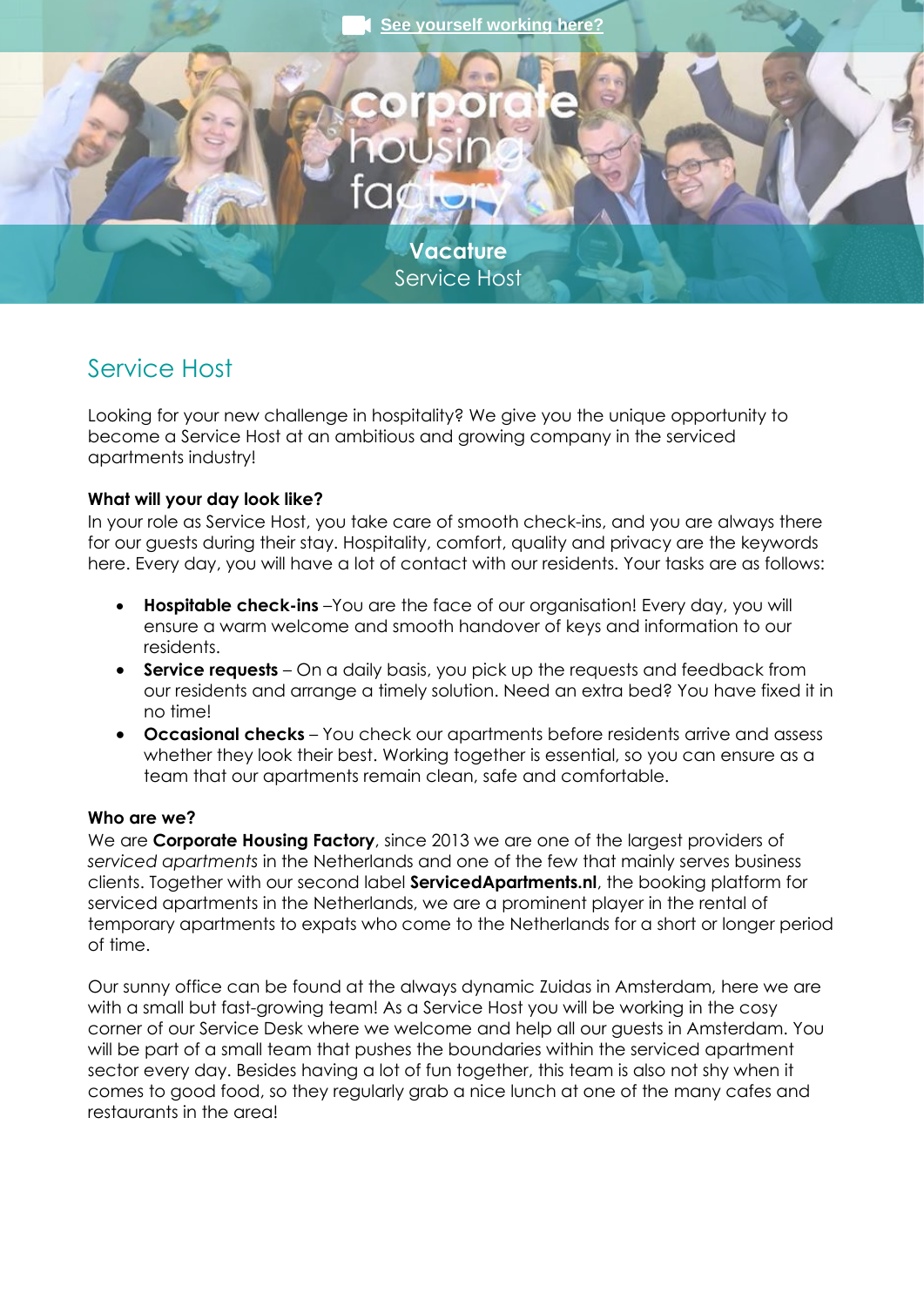See yourself working here?

corporate housing factory

**Vacature**
Service Host

# Service Host

Looking for your new challenge in hospitality? We give you the unique opportunity to become a Service Host at an ambitious and growing company in the serviced apartments industry!

**What will your day look like?**
In your role as Service Host, you take care of smooth check-ins, and you are always there for our guests during their stay. Hospitality, comfort, quality and privacy are the keywords here. Every day, you will have a lot of contact with our residents. Your tasks are as follows:

- **Hospitable check-ins** –You are the face of our organisation! Every day, you will ensure a warm welcome and smooth handover of keys and information to our residents.
- **Service requests** – On a daily basis, you pick up the requests and feedback from our residents and arrange a timely solution. Need an extra bed? You have fixed it in no time!
- **Occasional checks** – You check our apartments before residents arrive and assess whether they look their best. Working together is essential, so you can ensure as a team that our apartments remain clean, safe and comfortable.

**Who are we?**
We are **Corporate Housing Factory**, since 2013 we are one of the largest providers of *serviced apartments* in the Netherlands and one of the few that mainly serves business clients. Together with our second label **ServicedApartments.nl**, the booking platform for serviced apartments in the Netherlands, we are a prominent player in the rental of temporary apartments to expats who come to the Netherlands for a short or longer period of time.

Our sunny office can be found at the always dynamic Zuidas in Amsterdam, here we are with a small but fast-growing team! As a Service Host you will be working in the cosy corner of our Service Desk where we welcome and help all our guests in Amsterdam. You will be part of a small team that pushes the boundaries within the serviced apartment sector every day. Besides having a lot of fun together, this team is also not shy when it comes to good food, so they regularly grab a nice lunch at one of the many cafes and restaurants in the area!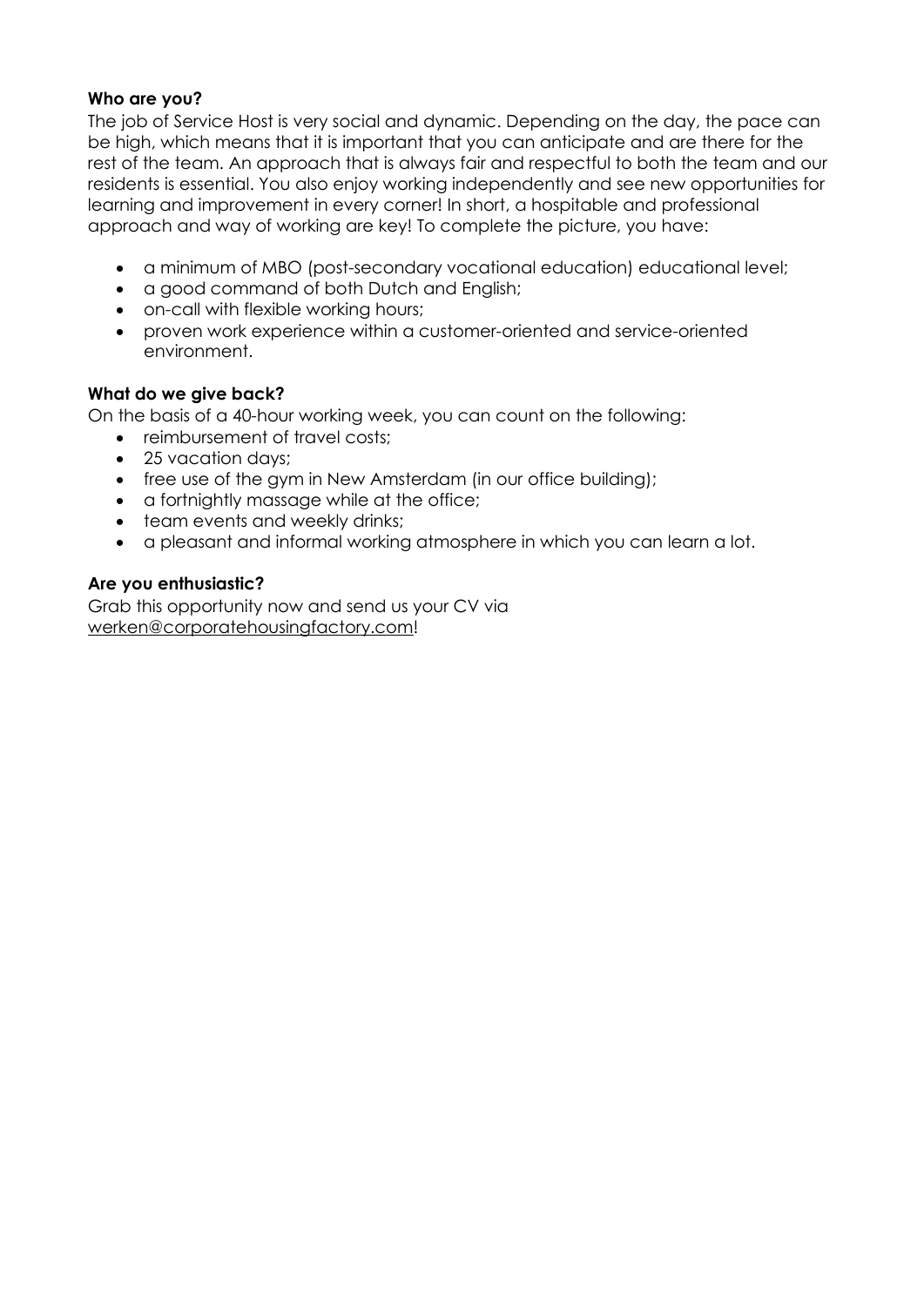**Who are you?**

The job of Service Host is very social and dynamic. Depending on the day, the pace can be high, which means that it is important that you can anticipate and are there for the rest of the team. An approach that is always fair and respectful to both the team and our residents is essential. You also enjoy working independently and see new opportunities for learning and improvement in every corner! In short, a hospitable and professional approach and way of working are key! To complete the picture, you have:

- a minimum of MBO (post-secondary vocational education) educational level;
- a good command of both Dutch and English;
- on-call with flexible working hours;
- proven work experience within a customer-oriented and service-oriented environment.

**What do we give back?**

On the basis of a 40-hour working week, you can count on the following:

- reimbursement of travel costs;
- 25 vacation days;
- free use of the gym in New Amsterdam (in our office building);
- a fortnightly massage while at the office;
- team events and weekly drinks;
- a pleasant and informal working atmosphere in which you can learn a lot.

**Are you enthusiastic?**

Grab this opportunity now and send us your CV via werken@corporatehousingfactory.com!